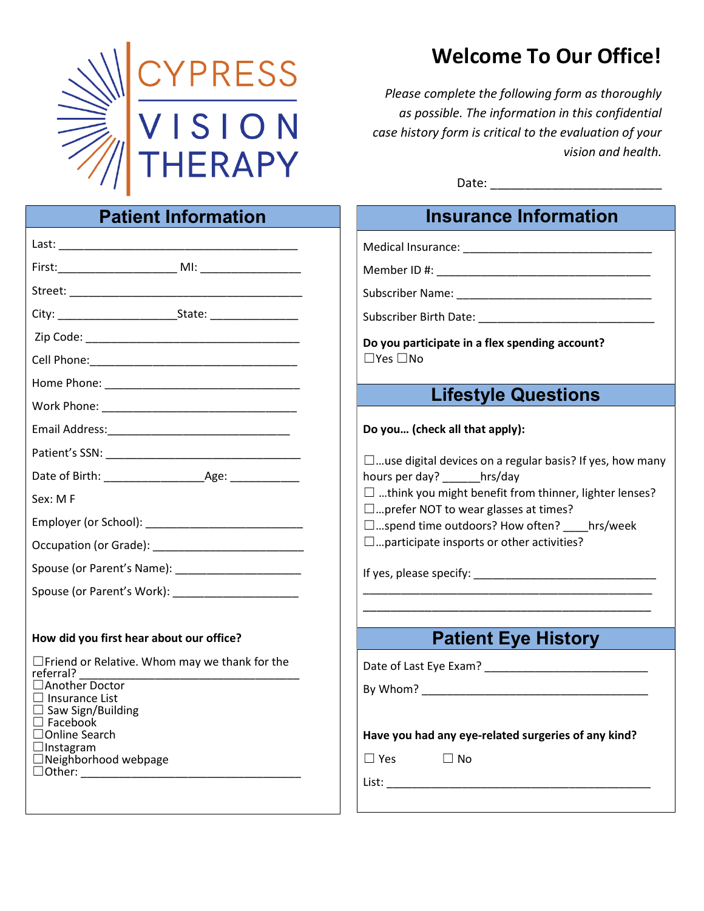CYPRESS VISION THERAPY

# Welcome To Our Office!

*Please complete the following form as thoroughly as possible. The information in this confidential case history form is critical to the evaluation of your vision and health.*

Date: ___________________________

## Patient Information

Last: ________________________________________

First:___________________ MI: ________________

Street: _______________________________________

City: ___________________State: ______________

Zip Code: _____________________________________

Cell Phone:____________________________________

Home Phone: ___________________________________

Work Phone: ___________________________________

Email Address:_____________________________

Patient's SSN: ________________________________

Date of Birth: ________________Age: ___________

Sex: M F

Employer (or School): __________________________

Occupation (or Grade): _________________________

Spouse (or Parent's Name): _____________________

Spouse (or Parent's Work): _____________________

**How did you first hear about our office?**

☐Friend or Relative. Whom may we thank for the referral? _________________________________
☐Another Doctor
☐ Insurance List
☐ Saw Sign/Building
☐ Facebook
☐Online Search
☐Instagram
☐Neighborhood webpage
☐Other: ___________________________________

## Insurance Information

Medical Insurance: ______________________________

Member ID #: ___________________________________

Subscriber Name: _______________________________

Subscriber Birth Date: ___________________________

**Do you participate in a flex spending account?**
☐Yes ☐No

## Lifestyle Questions

**Do you… (check all that apply):**

☐…use digital devices on a regular basis? If yes, how many hours per day? ______hrs/day
☐ …think you might benefit from thinner, lighter lenses?
☐…prefer NOT to wear glasses at times?
☐…spend time outdoors? How often? ____hrs/week
☐…participate insports or other activities?

If yes, please specify: ____________________________
_____________________________________________
_____________________________________________

## Patient Eye History

Date of Last Eye Exam? __________________________

By Whom? ____________________________________

**Have you had any eye-related surgeries of any kind?**

☐ Yes ☐ No

List: ________________________________________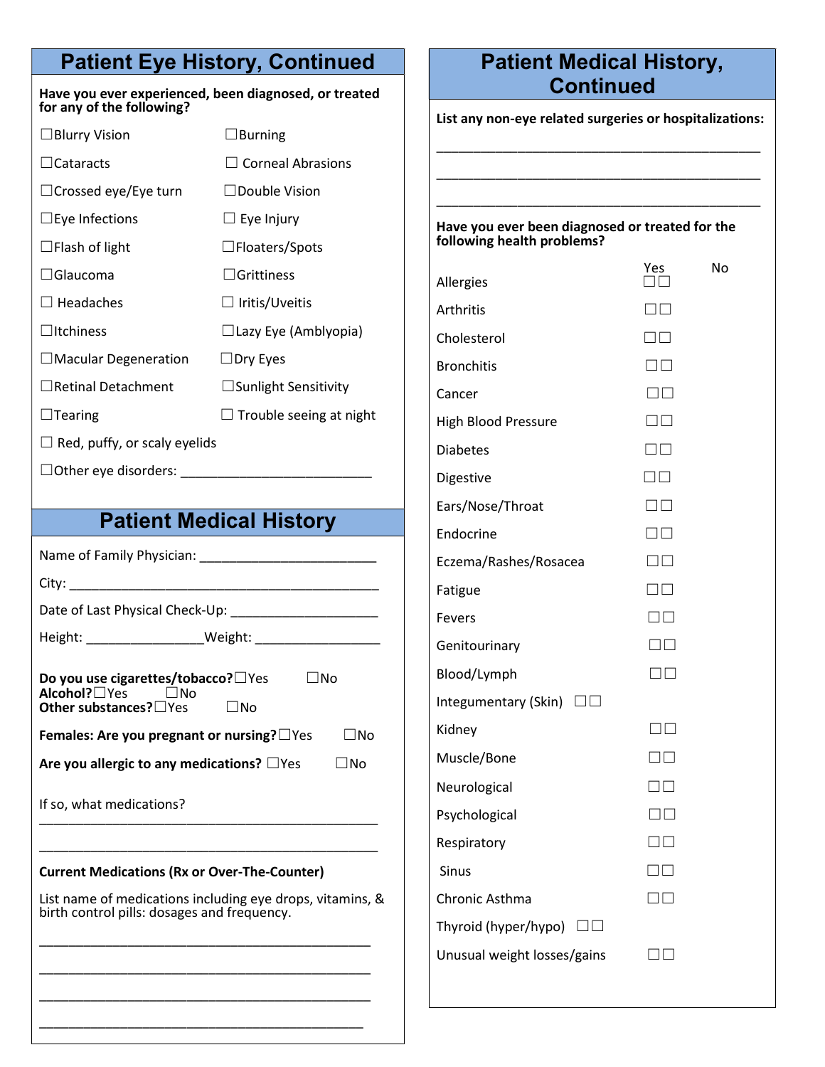## Patient Eye History, Continued

**Have you ever experienced, been diagnosed, or treated for any of the following?**

☐Blurry Vision ☐Burning

☐Cataracts ☐ Corneal Abrasions

☐Crossed eye/Eye turn ☐Double Vision

☐Eye Infections ☐ Eye Injury

☐Flash of light ☐Floaters/Spots

☐Glaucoma ☐Grittiness

☐ Headaches ☐ Iritis/Uveitis

☐Itchiness ☐Lazy Eye (Amblyopia)

☐Macular Degeneration ☐Dry Eyes

☐Retinal Detachment ☐Sunlight Sensitivity

☐Tearing ☐ Trouble seeing at night

☐ Red, puffy, or scaly eyelids

☐Other eye disorders: ___________________________

## Patient Medical History

Name of Family Physician: _________________________

City: ____________________________________________

Date of Last Physical Check-Up: _____________________

Height: ________________Weight: __________________

**Do you use cigarettes/tobacco?**☐Yes ☐No
**Alcohol?**☐Yes ☐No
**Other substances?**☐Yes ☐No

**Females: Are you pregnant or nursing?**☐Yes ☐No

**Are you allergic to any medications?** ☐Yes ☐No

If so, what medications?
________________________________________________

________________________________________________

**Current Medications (Rx or Over-The-Counter)**

List name of medications including eye drops, vitamins, & birth control pills: dosages and frequency.

________________________________________________

________________________________________________

________________________________________________

________________________________________________

## Patient Medical History, Continued

**List any non-eye related surgeries or hospitalizations:**

________________________________________________

________________________________________________

________________________________________________

**Have you ever been diagnosed or treated for the following health problems?**

| | Yes | No |
|---|---|---|
| Allergies | ☐ | ☐ |
| Arthritis | ☐ | ☐ |
| Cholesterol | ☐ | ☐ |
| Bronchitis | ☐ | ☐ |
| Cancer | ☐ | ☐ |
| High Blood Pressure | ☐ | ☐ |
| Diabetes | ☐ | ☐ |
| Digestive | ☐ | ☐ |
| Ears/Nose/Throat | ☐ | ☐ |
| Endocrine | ☐ | ☐ |
| Eczema/Rashes/Rosacea | ☐ | ☐ |
| Fatigue | ☐ | ☐ |
| Fevers | ☐ | ☐ |
| Genitourinary | ☐ | ☐ |
| Blood/Lymph | ☐ | ☐ |
| Integumentary (Skin) | ☐ | ☐ |
| Kidney | ☐ | ☐ |
| Muscle/Bone | ☐ | ☐ |
| Neurological | ☐ | ☐ |
| Psychological | ☐ | ☐ |
| Respiratory | ☐ | ☐ |
| Sinus | ☐ | ☐ |
| Chronic Asthma | ☐ | ☐ |
| Thyroid (hyper/hypo) | ☐ | ☐ |
| Unusual weight losses/gains | ☐ | ☐ |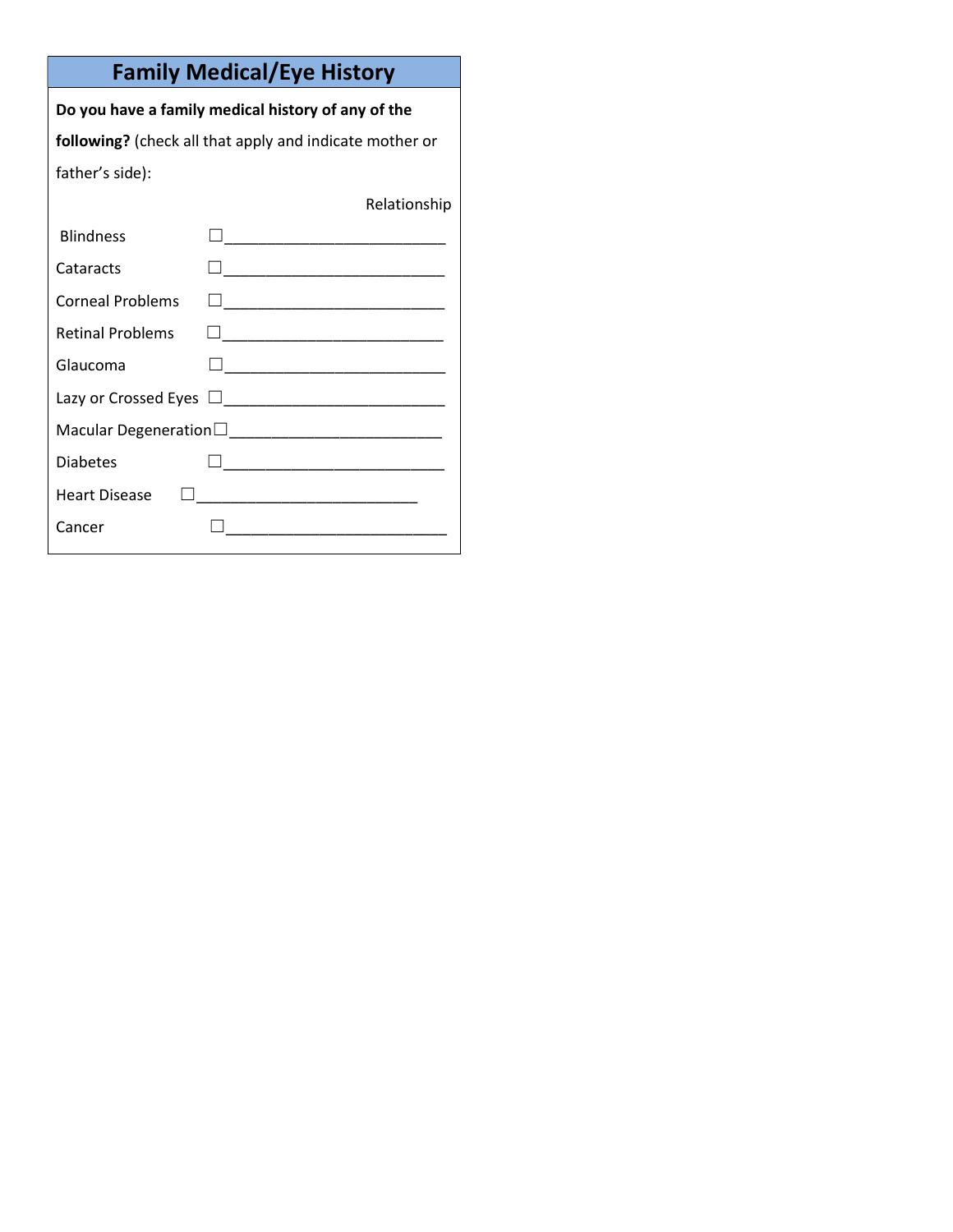## Family Medical/Eye History

**Do you have a family medical history of any of the following?** (check all that apply and indicate mother or father's side):

| | | Relationship |
|---|---|---|
| Blindness | ☐ | ___________________________ |
| Cataracts | ☐ | ___________________________ |
| Corneal Problems | ☐ | ___________________________ |
| Retinal Problems | ☐ | ___________________________ |
| Glaucoma | ☐ | ___________________________ |
| Lazy or Crossed Eyes | ☐ | ___________________________ |
| Macular Degeneration | ☐ | ___________________________ |
| Diabetes | ☐ | ___________________________ |
| Heart Disease | ☐ | ___________________________ |
| Cancer | ☐ | ___________________________ |